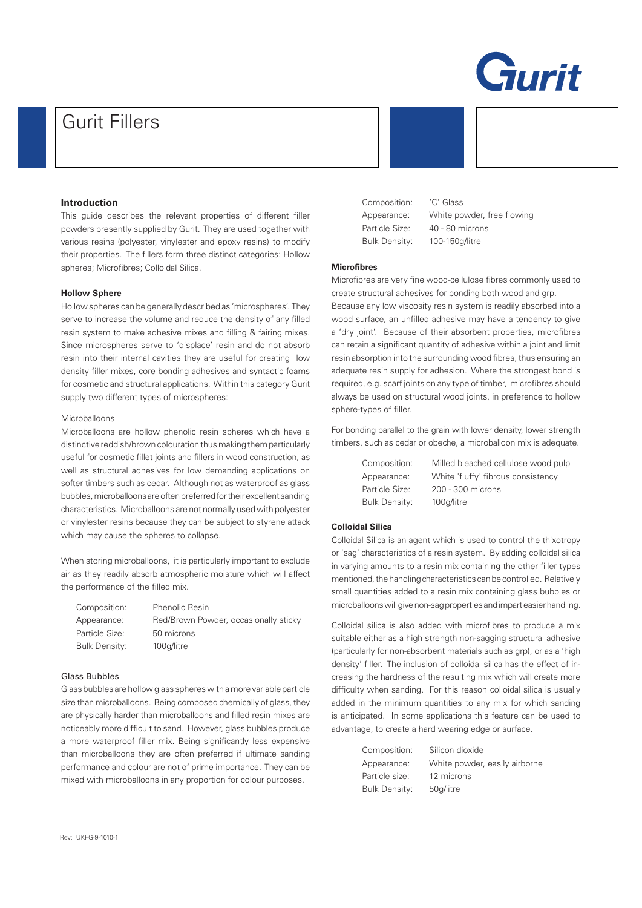# Gurit Fillers

## Introduction

This guide describes the relevant properties of different filler powders presently supplied by Gurit. They are used together with various resins (polyester, vinylester and epoxy resins) to modify their properties. The fillers form three distinct categories: Hollow spheres; Microfibres; Colloidal Silica.

### Hollow Sphere

Hollow spheres can be generally described as 'microspheres'. They serve to increase the volume and reduce the density of any filled resin system to make adhesive mixes and filling & fairing mixes. Since microspheres serve to 'displace' resin and do not absorb resin into their internal cavities they are useful for creating low density filler mixes, core bonding adhesives and syntactic foams for cosmetic and structural applications. Within this category Gurit supply two different types of microspheres:

#### Microballoons

Microballoons are hollow phenolic resin spheres which have a distinctive reddish/brown colouration thus making them particularly useful for cosmetic fillet joints and fillers in wood construction, as well as structural adhesives for low demanding applications on softer timbers such as cedar. Although not as waterproof as glass bubbles, microballoons are often preferred for their excellent sanding characteristics. Microballoons are not normally used with polyester or vinylester resins because they can be subject to styrene attack which may cause the spheres to collapse.

When storing microballoons, it is particularly important to exclude air as they readily absorb atmospheric moisture which will affect the performance of the filled mix.

| | |
|---|---|
| Composition: | Phenolic Resin |
| Appearance: | Red/Brown Powder, occasionally sticky |
| Particle Size: | 50 microns |
| Bulk Density: | 100g/litre |

#### Glass Bubbles

Glass bubbles are hollow glass spheres with a more variable particle size than microballoons. Being composed chemically of glass, they are physically harder than microballoons and filled resin mixes are noticeably more difficult to sand. However, glass bubbles produce a more waterproof filler mix. Being significantly less expensive than microballoons they are often preferred if ultimate sanding performance and colour are not of prime importance. They can be mixed with microballoons in any proportion for colour purposes.

| | |
|---|---|
| Composition: | 'C' Glass |
| Appearance: | White powder, free flowing |
| Particle Size: | 40 - 80 microns |
| Bulk Density: | 100-150g/litre |

### Microfibres

Microfibres are very fine wood-cellulose fibres commonly used to create structural adhesives for bonding both wood and grp.
Because any low viscosity resin system is readily absorbed into a wood surface, an unfilled adhesive may have a tendency to give a 'dry joint'. Because of their absorbent properties, microfibres can retain a significant quantity of adhesive within a joint and limit resin absorption into the surrounding wood fibres, thus ensuring an adequate resin supply for adhesion. Where the strongest bond is required, e.g. scarf joints on any type of timber, microfibres should always be used on structural wood joints, in preference to hollow sphere-types of filler.

For bonding parallel to the grain with lower density, lower strength timbers, such as cedar or obeche, a microballoon mix is adequate.

| | |
|---|---|
| Composition: | Milled bleached cellulose wood pulp |
| Appearance: | White 'fluffy' fibrous consistency |
| Particle Size: | 200 - 300 microns |
| Bulk Density: | 100g/litre |

### Colloidal Silica

Colloidal Silica is an agent which is used to control the thixotropy or 'sag' characteristics of a resin system. By adding colloidal silica in varying amounts to a resin mix containing the other filler types mentioned, the handling characteristics can be controlled. Relatively small quantities added to a resin mix containing glass bubbles or microballoons will give non-sag properties and impart easier handling.

Colloidal silica is also added with microfibres to produce a mix suitable either as a high strength non-sagging structural adhesive (particularly for non-absorbent materials such as grp), or as a 'high density' filler. The inclusion of colloidal silica has the effect of increasing the hardness of the resulting mix which will create more difficulty when sanding. For this reason colloidal silica is usually added in the minimum quantities to any mix for which sanding is anticipated. In some applications this feature can be used to advantage, to create a hard wearing edge or surface.

| | |
|---|---|
| Composition: | Silicon dioxide |
| Appearance: | White powder, easily airborne |
| Particle size: | 12 microns |
| Bulk Density: | 50g/litre |

Rev: UKFG-9-1010-1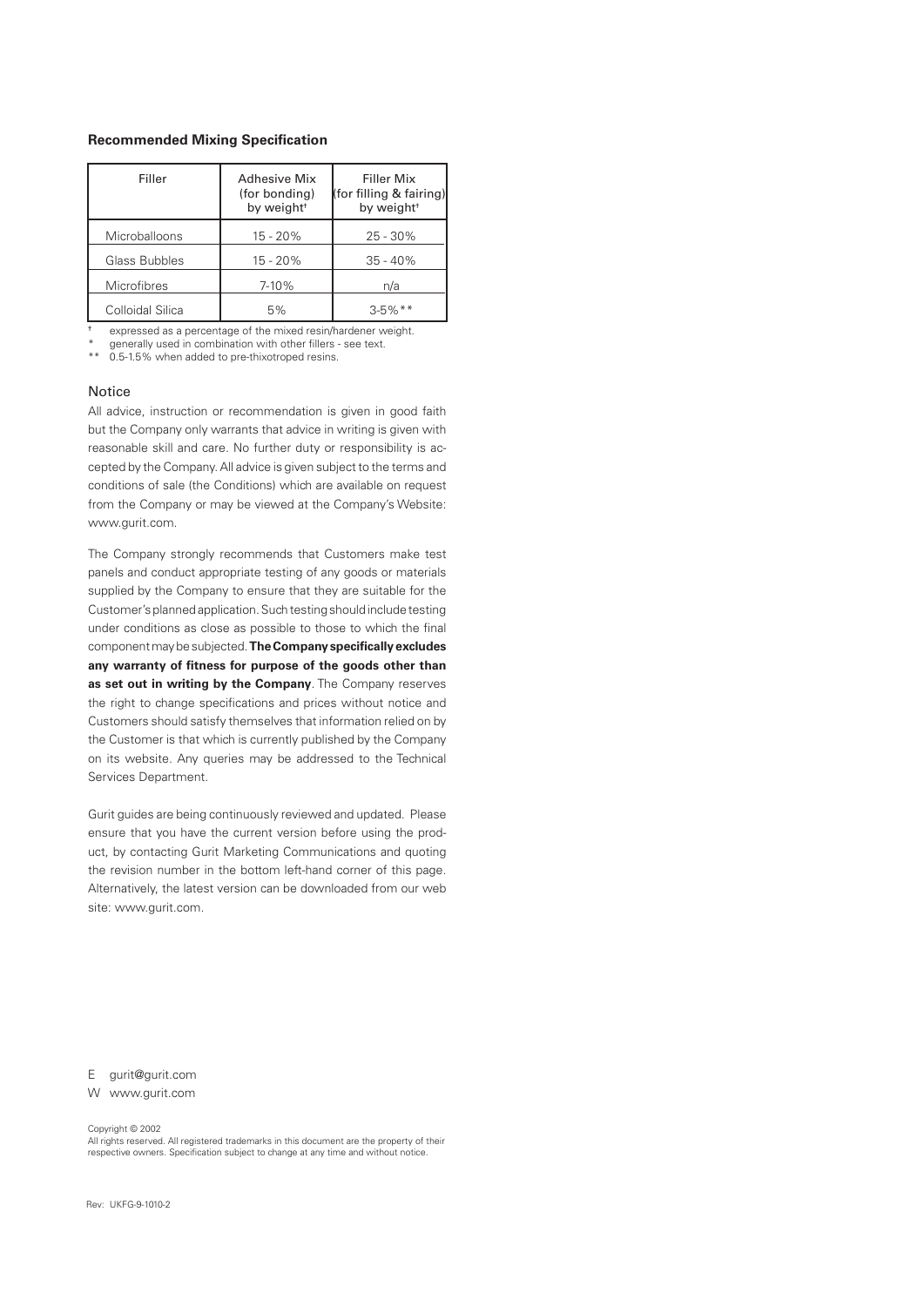**Recommended Mixing Specification**

| Filler | Adhesive Mix (for bonding) by weight† | Filler Mix (for filling & fairing) by weight† |
|---|---|---|
| Microballoons | 15 - 20% | 25 - 30% |
| Glass Bubbles | 15 - 20% | 35 - 40% |
| Microfibres | 7-10% | n/a |
| Colloidal Silica | 5% | 3-5%** |

† expressed as a percentage of the mixed resin/hardener weight.
* generally used in combination with other fillers - see text.
** 0.5-1.5% when added to pre-thixotroped resins.

## Notice

All advice, instruction or recommendation is given in good faith but the Company only warrants that advice in writing is given with reasonable skill and care. No further duty or responsibility is accepted by the Company. All advice is given subject to the terms and conditions of sale (the Conditions) which are available on request from the Company or may be viewed at the Company's Website: www.gurit.com.

The Company strongly recommends that Customers make test panels and conduct appropriate testing of any goods or materials supplied by the Company to ensure that they are suitable for the Customer's planned application. Such testing should include testing under conditions as close as possible to those to which the final component may be subjected. **The Company specifically excludes any warranty of fitness for purpose of the goods other than as set out in writing by the Company**. The Company reserves the right to change specifications and prices without notice and Customers should satisfy themselves that information relied on by the Customer is that which is currently published by the Company on its website. Any queries may be addressed to the Technical Services Department.

Gurit guides are being continuously reviewed and updated. Please ensure that you have the current version before using the product, by contacting Gurit Marketing Communications and quoting the revision number in the bottom left-hand corner of this page. Alternatively, the latest version can be downloaded from our web site: www.gurit.com.

E gurit@gurit.com
W www.gurit.com

Copyright © 2002
All rights reserved. All registered trademarks in this document are the property of their respective owners. Specification subject to change at any time and without notice.

Rev: UKFG-9-1010-2